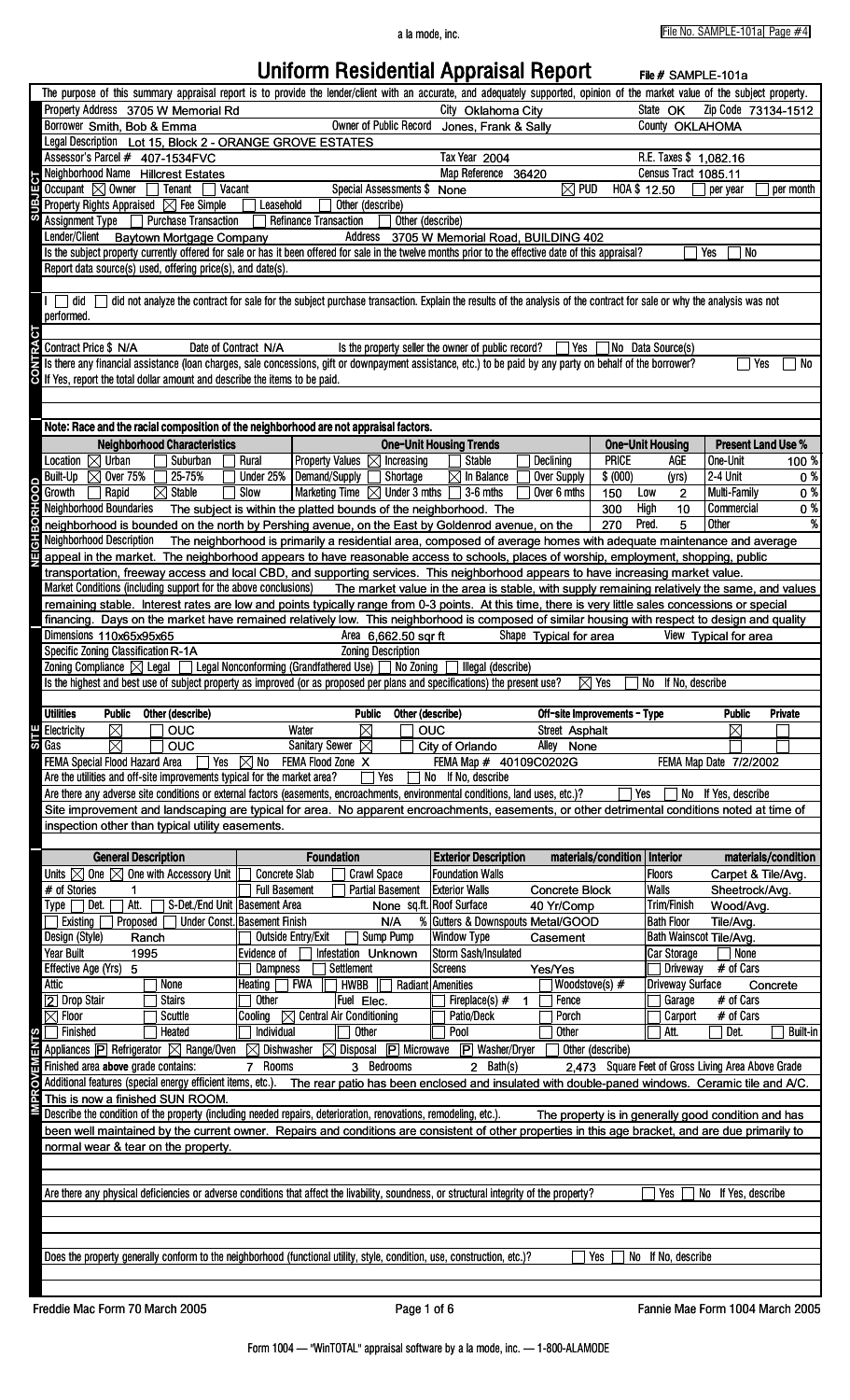# Uniform Residential Appraisal Report

File # SAMPLE-101a

The purpose of this summary appraisal report is to provide the lender/client with an accurate, and adequately supported, opinion of the market value of the subject property.

## SUBJECT

| | | | |
|---|---|---|---|
| Property Address 3705 W Memorial Rd | City Oklahoma City | State OK | Zip Code 73134-1512 |
| Borrower Smith, Bob & Emma | Owner of Public Record Jones, Frank & Sally | | County OKLAHOMA |
| Legal Description Lot 15, Block 2 - ORANGE GROVE ESTATES | | | |
| Assessor's Parcel # 407-1534FVC | Tax Year 2004 | | R.E. Taxes $ 1,082.16 |
| Neighborhood Name Hillcrest Estates | Map Reference 36420 | | Census Tract 1085.11 |
| Occupant [X] Owner [ ] Tenant [ ] Vacant | Special Assessments $ None | [X] PUD | HOA $ 12.50 [ ] per year [ ] per month |

Property Rights Appraised [X] Fee Simple [ ] Leasehold [ ] Other (describe)

Assignment Type [ ] Purchase Transaction [ ] Refinance Transaction [ ] Other (describe)

Lender/Client Baytown Mortgage Company Address 3705 W Memorial Road, BUILDING 402

Is the subject property currently offered for sale or has it been offered for sale in the twelve months prior to the effective date of this appraisal? [ ] Yes [ ] No

Report data source(s) used, offering price(s), and date(s).

## CONTRACT

I [ ] did [ ] did not analyze the contract for sale for the subject purchase transaction. Explain the results of the analysis of the contract for sale or why the analysis was not performed.

Contract Price $ N/A Date of Contract N/A Is the property seller the owner of public record? [ ] Yes [ ] No Data Source(s)

Is there any financial assistance (loan charges, sale concessions, gift or downpayment assistance, etc.) to be paid by any party on behalf of the borrower? [ ] Yes [ ] No

If Yes, report the total dollar amount and describe the items to be paid.

## NEIGHBORHOOD

Note: Race and the racial composition of the neighborhood are not appraisal factors.

| Neighborhood Characteristics | One-Unit Housing Trends | One-Unit Housing | | | Present Land Use % | |
|---|---|---|---|---|---|---|
| Location [X] Urban [ ] Suburban [ ] Rural | Property Values [X] Increasing [ ] Stable [ ] Declining | PRICE | | AGE | One-Unit | 100 % |
| Built-Up [X] Over 75% [ ] 25-75% [ ] Under 25% | Demand/Supply [ ] Shortage [X] In Balance [ ] Over Supply | $ (000) | | (yrs) | 2-4 Unit | 0 % |
| Growth [ ] Rapid [X] Stable [ ] Slow | Marketing Time [X] Under 3 mths [ ] 3-6 mths [ ] Over 6 mths | 150 | Low | 2 | Multi-Family | 0 % |
| | | 300 | High | 10 | Commercial | 0 % |
| | | 270 | Pred. | 5 | Other | % |

Neighborhood Boundaries The subject is within the platted bounds of the neighborhood. The neighborhood is bounded on the north by Pershing avenue, on the East by Goldenrod avenue, on the

Neighborhood Description The neighborhood is primarily a residential area, composed of average homes with adequate maintenance and average appeal in the market. The neighborhood appears to have reasonable access to schools, places of worship, employment, shopping, public transportation, freeway access and local CBD, and supporting services. This neighborhood appears to have increasing market value.

Market Conditions (including support for the above conclusions) The market value in the area is stable, with supply remaining relatively the same, and values remaining stable. Interest rates are low and points typically range from 0-3 points. At this time, there is very little sales concessions or special financing. Days on the market have remained relatively low. This neighborhood is composed of similar housing with respect to design and quality

## SITE

Dimensions 110x65x95x65 Area 6,662.50 sqr ft Shape Typical for area View Typical for area

Specific Zoning Classification R-1A Zoning Description

Zoning Compliance [X] Legal [ ] Legal Nonconforming (Grandfathered Use) [ ] No Zoning [ ] Illegal (describe)

Is the highest and best use of subject property as improved (or as proposed per plans and specifications) the present use? [X] Yes [ ] No If No, describe

| Utilities | Public | Other (describe) | | Public | Other (describe) | Off-site Improvements - Type | Public | Private |
|---|---|---|---|---|---|---|---|---|
| Electricity | [X] | OUC | Water | [X] | OUC | Street Asphalt | [X] | [ ] |
| Gas | [X] | OUC | Sanitary Sewer | [X] | City of Orlando | Alley None | [ ] | [ ] |

FEMA Special Flood Hazard Area [ ] Yes [X] No FEMA Flood Zone X FEMA Map # 40109C0202G FEMA Map Date 7/2/2002

Are the utilities and off-site improvements typical for the market area? [ ] Yes [ ] No If No, describe

Are there any adverse site conditions or external factors (easements, encroachments, environmental conditions, land uses, etc.)? [ ] Yes [ ] No If Yes, describe

Site improvement and landscaping are typical for area. No apparent encroachments, easements, or other detrimental conditions noted at time of inspection other than typical utility easements.

## IMPROVEMENTS

| General Description | Foundation | Exterior Description materials/condition | Interior materials/condition |
|---|---|---|---|
| Units [X] One [X] One with Accessory Unit | [ ] Concrete Slab [ ] Crawl Space | Foundation Walls | Floors Carpet & Tile/Avg. |
| # of Stories 1 | [ ] Full Basement [ ] Partial Basement | Exterior Walls Concrete Block | Walls Sheetrock/Avg. |
| Type [ ] Det. [ ] Att. [ ] S-Det./End Unit | Basement Area None sq.ft. | Roof Surface 40 Yr/Comp | Trim/Finish Wood/Avg. |
| [ ] Existing [ ] Proposed [ ] Under Const. | Basement Finish N/A % | Gutters & Downspouts Metal/GOOD | Bath Floor Tile/Avg. |
| Design (Style) Ranch | [ ] Outside Entry/Exit [ ] Sump Pump | Window Type Casement | Bath Wainscot Tile/Avg. |
| Year Built 1995 | Evidence of [ ] Infestation Unknown | Storm Sash/Insulated Yes/Yes | Car Storage [ ] None |
| Effective Age (Yrs) 5 | [ ] Dampness [ ] Settlement | Screens | [ ] Driveway # of Cars |
| Attic [ ] None | Heating [ ] FWA [ ] HWBB [ ] Radiant | Amenities [ ] Woodstove(s) # | Driveway Surface Concrete |
| [2] Drop Stair [ ] Stairs | [ ] Other Fuel Elec. | [ ] Fireplace(s) # 1 [ ] Fence | [ ] Garage # of Cars |
| [X] Floor [ ] Scuttle | Cooling [X] Central Air Conditioning | [ ] Patio/Deck [ ] Porch | [ ] Carport # of Cars |
| [ ] Finished [ ] Heated | [ ] Individual [ ] Other | [ ] Pool [ ] Other | [ ] Att. [ ] Det. [ ] Built-in |

Appliances [P] Refrigerator [X] Range/Oven [X] Dishwasher [X] Disposal [P] Microwave [P] Washer/Dryer [ ] Other (describe)

Finished area above grade contains: 7 Rooms 3 Bedrooms 2 Bath(s) 2,473 Square Feet of Gross Living Area Above Grade

Additional features (special energy efficient items, etc.). The rear patio has been enclosed and insulated with double-paned windows. Ceramic tile and A/C. This is now a finished SUN ROOM.

Describe the condition of the property (including needed repairs, deterioration, renovations, remodeling, etc.). The property is in generally good condition and has been well maintained by the current owner. Repairs and conditions are consistent of other properties in this age bracket, and are due primarily to normal wear & tear on the property.

Are there any physical deficiencies or adverse conditions that affect the livability, soundness, or structural integrity of the property? [ ] Yes [ ] No If Yes, describe

Does the property generally conform to the neighborhood (functional utility, style, condition, use, construction, etc.)? [ ] Yes [ ] No If No, describe

Freddie Mac Form 70 March 2005 Fannie Mae Form 1004 March 2005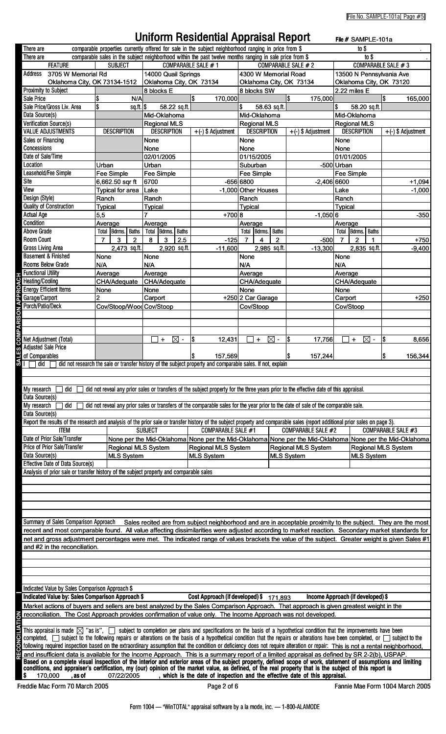# Uniform Residential Appraisal Report

File # SAMPLE-101a

There are comparable properties currently offered for sale in the subject neighborhood ranging in price from $ to $ .

There are comparable sales in the subject neighborhood within the past twelve months ranging in sale price from $ to $ .

## SALES COMPARISON APPROACH

| FEATURE | SUBJECT | COMPARABLE SALE # 1 | | COMPARABLE SALE # 2 | | COMPARABLE SALE # 3 | |
|---|---|---|---|---|---|---|---|
| Address | 3705 W Memorial Rd, Oklahoma City, OK 73134-1512 | 14000 Quail Springs, Oklahoma City, OK 73134 | | 4300 W Memorial Road, Oklahoma City, OK 73134 | | 13500 N Pennsylvania Ave, Oklahoma City, OK 73120 | |
| Proximity to Subject | | 8 blocks E | | 8 blocks SW | | 2.22 miles E | |
| Sale Price | $ N/A | | $ 170,000 | | $ 175,000 | | $ 165,000 |
| Sale Price/Gross Liv. Area | $ sq.ft. | $ 58.22 sq.ft. | | $ 58.63 sq.ft. | | $ 58.20 sq.ft. | |
| Data Source(s) | | Mid-Oklahoma | | Mid-Oklahoma | | Mid-Oklahoma | |
| Verification Source(s) | | Regional MLS | | Regional MLS | | Regional MLS | |
| VALUE ADJUSTMENTS | DESCRIPTION | DESCRIPTION | +(-) $ Adjustment | DESCRIPTION | +(-) $ Adjustment | DESCRIPTION | +(-) $ Adjustment |
| Sales or Financing Concessions | | None None | | None None | | None None | |
| Date of Sale/Time | | 02/01/2005 | | 01/15/2005 | | 01/01/2005 | |
| Location | Urban | Urban | | Suburban | -500 | Urban | |
| Leasehold/Fee Simple | Fee Simple | Fee Simple | | Fee Simple | | Fee Simple | |
| Site | 6,662.50 sqr ft | 6700 | -656 | 6800 | -2,406 | 6600 | +1,094 |
| View | Typical for area | Lake | -1,000 | Other Houses | | Lake | -1,000 |
| Design (Style) | Ranch | Ranch | | Ranch | | Ranch | |
| Quality of Construction | Typical | Typical | | Typical | | Typical | |
| Actual Age | 5,5 | 7 | +700 | 8 | -1,050 | 6 | -350 |
| Condition | Average | Average | | Average | | Average | |
| Above Grade Room Count (Total / Bdrms. / Baths) | 7 / 3 / 2 | 8 / 3 / 2.5 | -125 | 7 / 4 / 2 | -500 | 7 / 2 / 1 | +750 |
| Gross Living Area | 2,473 sq.ft. | 2,920 sq.ft. | -11,600 | 2,985 sq.ft. | -13,300 | 2,835 sq.ft. | -9,400 |
| Basement & Finished Rooms Below Grade | None N/A | None N/A | | None N/A | | None N/A | |
| Functional Utility | Average | Average | | Average | | Average | |
| Heating/Cooling | CHA/Adequate | CHA/Adequate | | CHA/Adequate | | CHA/Adequate | |
| Energy Efficient Items | None | None | | None | | None | |
| Garage/Carport | 2 | Carport | +250 | 2 Car Garage | | Carport | +250 |
| Porch/Patio/Deck | Cov/Stoop/Wood | Cov/Stoop | | Cov/Stoop | | Cov/Stoop | |
| Net Adjustment (Total) | | ☐ + ☒ - | $ 12,431 | ☐ + ☒ - | $ 17,756 | ☐ + ☒ - | $ 8,656 |
| Adjusted Sale Price of Comparables | | | $ 157,569 | | $ 157,244 | | $ 156,344 |

I ☐ did ☐ did not research the sale or transfer history of the subject property and comparable sales. If not, explain

My research ☐ did ☐ did not reveal any prior sales or transfers of the subject property for the three years prior to the effective date of this appraisal.

Data Source(s)

My research ☐ did ☐ did not reveal any prior sales or transfers of the comparable sales for the year prior to the date of sale of the comparable sale.

Data Source(s)

Report the results of the research and analysis of the prior sale or transfer history of the subject property and comparable sales (report additional prior sales on page 3).

| ITEM | SUBJECT | COMPARABLE SALE #1 | COMPARABLE SALE #2 | COMPARABLE SALE #3 |
|---|---|---|---|---|
| Date of Prior Sale/Transfer | None per the Mid-Oklahoma | None per the Mid-Oklahoma | None per the Mid-Oklahoma | None per the Mid-Oklahoma |
| Price of Prior Sale/Transfer | Regional MLS System | Regional MLS System | Regional MLS System | Regional MLS System |
| Data Source(s) | MLS System | MLS System | MLS System | MLS System |
| Effective Date of Data Source(s) | | | | |

Analysis of prior sale or transfer history of the subject property and comparable sales

Summary of Sales Comparison Approach Sales recited are from subject neighborhood and are in acceptable proximity to the subject. They are the most recent and most comparable found. All value affecting dissimilarities were adjusted according to market reaction. Secondary market standards for net and gross adjustment percentages were met. The indicated range of values brackets the value of the subject. Greater weight is given Sales #1 and #2 in the reconciliation.

Indicated Value by Sales Comparison Approach $

## RECONCILIATION

Indicated Value by: Sales Comparison Approach $ Cost Approach (if developed) $ 171,893 Income Approach (if developed) $

Market actions of buyers and sellers are best analyzed by the Sales Comparison Approach. That approach is given greatest weight in the reconciliation. The Cost Approach provides confirmation of value only. The Income Approach was not developed.

This appraisal is made ☒ "as is", ☐ subject to completion per plans and specifications on the basis of a hypothetical condition that the improvements have been completed, ☐ subject to the following repairs or alterations on the basis of a hypothetical condition that the repairs or alterations have been completed, or ☐ subject to the following required inspection based on the extraordinary assumption that the condition or deficiency does not require alteration or repair: This is not a rental neighborhood, and insufficient data is available for the Income Approach. This is a summary report of a limited appraisal as defined by SR 2-2(b), USPAP.

**Based on a complete visual inspection of the interior and exterior areas of the subject property, defined scope of work, statement of assumptions and limiting conditions, and appraiser's certification, my (our) opinion of the market value, as defined, of the real property that is the subject of this report is $ 170,000 , as of 07/22/2005 , which is the date of inspection and the effective date of this appraisal.**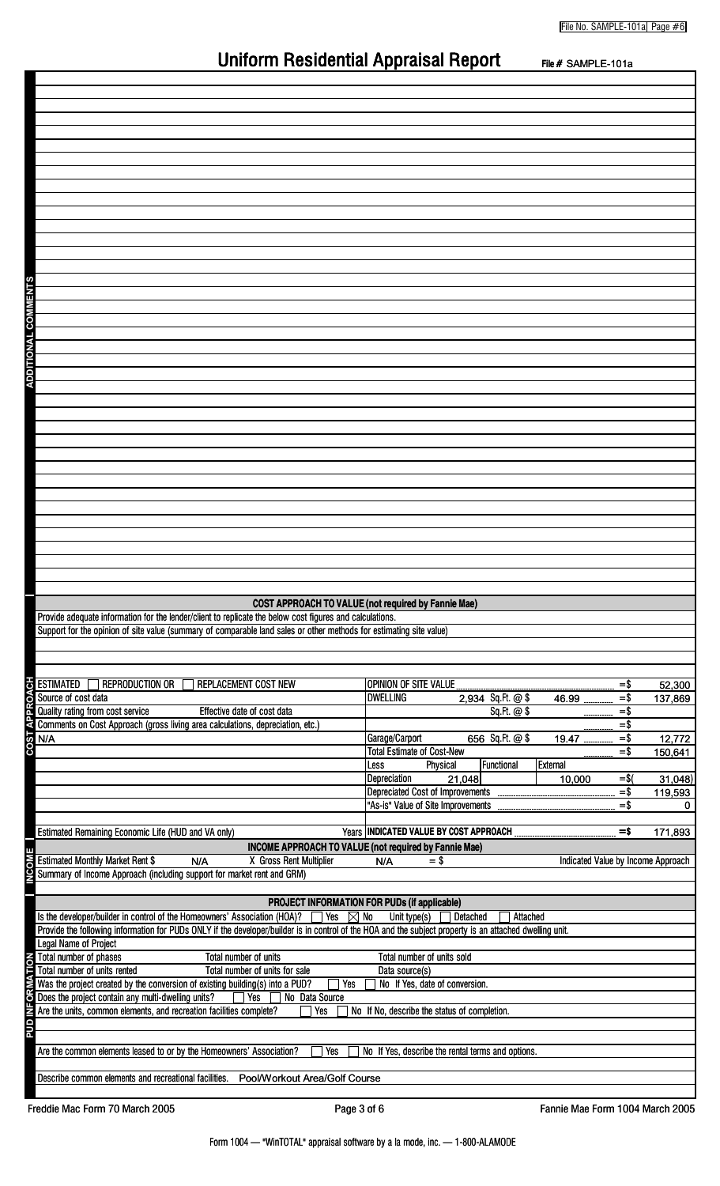# Uniform Residential Appraisal Report

File # SAMPLE-101a

**ADDITIONAL COMMENTS**

## COST APPROACH TO VALUE (not required by Fannie Mae)

Provide adequate information for the lender/client to replicate the below cost figures and calculations.

Support for the opinion of site value (summary of comparable land sales or other methods for estimating site value)

| ESTIMATED ☐ REPRODUCTION OR ☐ REPLACEMENT COST NEW | | | | | |
|---|---|---|---|---|---|
| Source of cost data | OPINION OF SITE VALUE | | | =$ | 52,300 |
| Quality rating from cost service / Effective date of cost data | DWELLING | 2,934 Sq.Ft. @ $ | 46.99 | =$ | 137,869 |
| Comments on Cost Approach (gross living area calculations, depreciation, etc.) | | Sq.Ft. @ $ | | =$ | |
| N/A | | | | =$ | |
| | Garage/Carport | 656 Sq.Ft. @ $ | 19.47 | =$ | 12,772 |
| | Total Estimate of Cost-New | | | =$ | 150,641 |
| | Less: Physical / Functional / External | | | | |
| | Depreciation: 21,048 / / 10,000 | | | =$( | 31,048) |
| | Depreciated Cost of Improvements | | | =$ | 119,593 |
| | "As-is" Value of Site Improvements | | | =$ | 0 |
| Estimated Remaining Economic Life (HUD and VA only) Years | INDICATED VALUE BY COST APPROACH | | | =$ | 171,893 |

## INCOME APPROACH TO VALUE (not required by Fannie Mae)

Estimated Monthly Market Rent $ N/A X Gross Rent Multiplier N/A = $ Indicated Value by Income Approach

Summary of Income Approach (including support for market rent and GRM)

## PROJECT INFORMATION FOR PUDs (if applicable)

Is the developer/builder in control of the Homeowners' Association (HOA)? ☐ Yes ☒ No Unit type(s) ☐ Detached ☐ Attached

Provide the following information for PUDs ONLY if the developer/builder is in control of the HOA and the subject property is an attached dwelling unit.

Legal Name of Project

Total number of phases Total number of units Total number of units sold

Total number of units rented Total number of units for sale Data source(s)

Was the project created by the conversion of existing building(s) into a PUD? ☐ Yes ☐ No If Yes, date of conversion.

Does the project contain any multi-dwelling units? ☐ Yes ☐ No Data Source

Are the units, common elements, and recreation facilities complete? ☐ Yes ☐ No If No, describe the status of completion.

Are the common elements leased to or by the Homeowners' Association? ☐ Yes ☐ No If Yes, describe the rental terms and options.

Describe common elements and recreational facilities. Pool/Workout Area/Golf Course

Freddie Mac Form 70 March 2005 Fannie Mae Form 1004 March 2005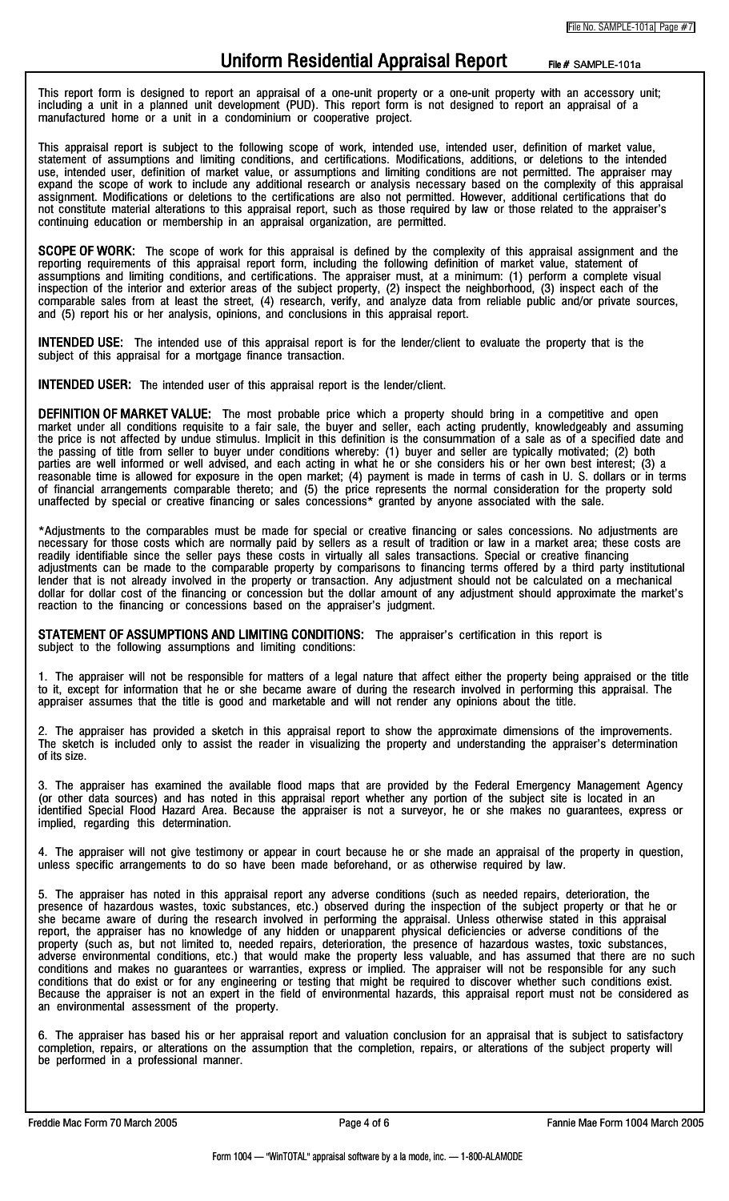# Uniform Residential Appraisal Report

File # SAMPLE-101a

This report form is designed to report an appraisal of a one-unit property or a one-unit property with an accessory unit; including a unit in a planned unit development (PUD). This report form is not designed to report an appraisal of a manufactured home or a unit in a condominium or cooperative project.

This appraisal report is subject to the following scope of work, intended use, intended user, definition of market value, statement of assumptions and limiting conditions, and certifications. Modifications, additions, or deletions to the intended use, intended user, definition of market value, or assumptions and limiting conditions are not permitted. The appraiser may expand the scope of work to include any additional research or analysis necessary based on the complexity of this appraisal assignment. Modifications or deletions to the certifications are also not permitted. However, additional certifications that do not constitute material alterations to this appraisal report, such as those required by law or those related to the appraiser's continuing education or membership in an appraisal organization, are permitted.

**SCOPE OF WORK:** The scope of work for this appraisal is defined by the complexity of this appraisal assignment and the reporting requirements of this appraisal report form, including the following definition of market value, statement of assumptions and limiting conditions, and certifications. The appraiser must, at a minimum: (1) perform a complete visual inspection of the interior and exterior areas of the subject property, (2) inspect the neighborhood, (3) inspect each of the comparable sales from at least the street, (4) research, verify, and analyze data from reliable public and/or private sources, and (5) report his or her analysis, opinions, and conclusions in this appraisal report.

**INTENDED USE:** The intended use of this appraisal report is for the lender/client to evaluate the property that is the subject of this appraisal for a mortgage finance transaction.

**INTENDED USER:** The intended user of this appraisal report is the lender/client.

**DEFINITION OF MARKET VALUE:** The most probable price which a property should bring in a competitive and open market under all conditions requisite to a fair sale, the buyer and seller, each acting prudently, knowledgeably and assuming the price is not affected by undue stimulus. Implicit in this definition is the consummation of a sale as of a specified date and the passing of title from seller to buyer under conditions whereby: (1) buyer and seller are typically motivated; (2) both parties are well informed or well advised, and each acting in what he or she considers his or her own best interest; (3) a reasonable time is allowed for exposure in the open market; (4) payment is made in terms of cash in U. S. dollars or in terms of financial arrangements comparable thereto; and (5) the price represents the normal consideration for the property sold unaffected by special or creative financing or sales concessions* granted by anyone associated with the sale.

*Adjustments to the comparables must be made for special or creative financing or sales concessions. No adjustments are necessary for those costs which are normally paid by sellers as a result of tradition or law in a market area; these costs are readily identifiable since the seller pays these costs in virtually all sales transactions. Special or creative financing adjustments can be made to the comparable property by comparisons to financing terms offered by a third party institutional lender that is not already involved in the property or transaction. Any adjustment should not be calculated on a mechanical dollar for dollar cost of the financing or concession but the dollar amount of any adjustment should approximate the market's reaction to the financing or concessions based on the appraiser's judgment.

**STATEMENT OF ASSUMPTIONS AND LIMITING CONDITIONS:** The appraiser's certification in this report is subject to the following assumptions and limiting conditions:

1. The appraiser will not be responsible for matters of a legal nature that affect either the property being appraised or the title to it, except for information that he or she became aware of during the research involved in performing this appraisal. The appraiser assumes that the title is good and marketable and will not render any opinions about the title.

2. The appraiser has provided a sketch in this appraisal report to show the approximate dimensions of the improvements. The sketch is included only to assist the reader in visualizing the property and understanding the appraiser's determination of its size.

3. The appraiser has examined the available flood maps that are provided by the Federal Emergency Management Agency (or other data sources) and has noted in this appraisal report whether any portion of the subject site is located in an identified Special Flood Hazard Area. Because the appraiser is not a surveyor, he or she makes no guarantees, express or implied, regarding this determination.

4. The appraiser will not give testimony or appear in court because he or she made an appraisal of the property in question, unless specific arrangements to do so have been made beforehand, or as otherwise required by law.

5. The appraiser has noted in this appraisal report any adverse conditions (such as needed repairs, deterioration, the presence of hazardous wastes, toxic substances, etc.) observed during the inspection of the subject property or that he or she became aware of during the research involved in performing the appraisal. Unless otherwise stated in this appraisal report, the appraiser has no knowledge of any hidden or unapparent physical deficiencies or adverse conditions of the property (such as, but not limited to, needed repairs, deterioration, the presence of hazardous wastes, toxic substances, adverse environmental conditions, etc.) that would make the property less valuable, and has assumed that there are no such conditions and makes no guarantees or warranties, express or implied. The appraiser will not be responsible for any such conditions that do exist or for any engineering or testing that might be required to discover whether such conditions exist. Because the appraiser is not an expert in the field of environmental hazards, this appraisal report must not be considered as an environmental assessment of the property.

6. The appraiser has based his or her appraisal report and valuation conclusion for an appraisal that is subject to satisfactory completion, repairs, or alterations on the assumption that the completion, repairs, or alterations of the subject property will be performed in a professional manner.

Freddie Mac Form 70 March 2005 — Fannie Mae Form 1004 March 2005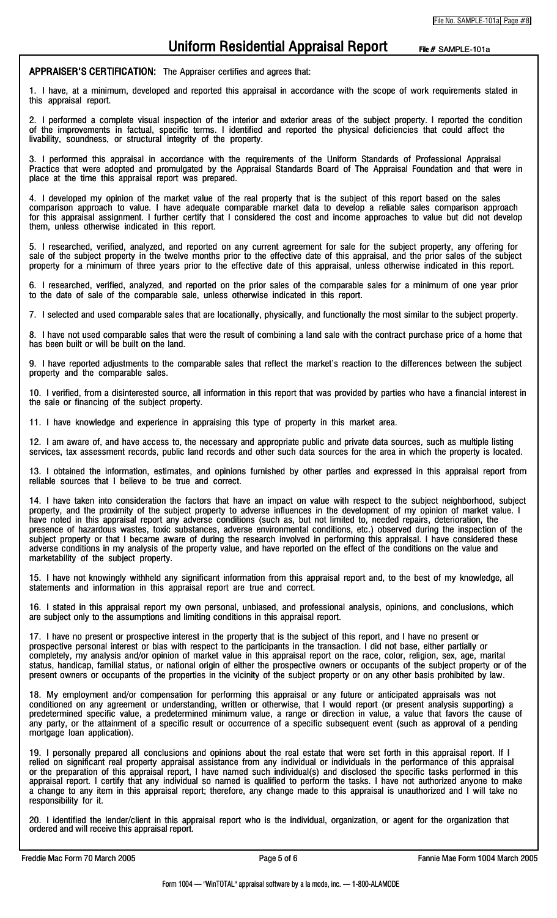# Uniform Residential Appraisal Report

File # SAMPLE-101a

**APPRAISER'S CERTIFICATION:** The Appraiser certifies and agrees that:

1. I have, at a minimum, developed and reported this appraisal in accordance with the scope of work requirements stated in this appraisal report.

2. I performed a complete visual inspection of the interior and exterior areas of the subject property. I reported the condition of the improvements in factual, specific terms. I identified and reported the physical deficiencies that could affect the livability, soundness, or structural integrity of the property.

3. I performed this appraisal in accordance with the requirements of the Uniform Standards of Professional Appraisal Practice that were adopted and promulgated by the Appraisal Standards Board of The Appraisal Foundation and that were in place at the time this appraisal report was prepared.

4. I developed my opinion of the market value of the real property that is the subject of this report based on the sales comparison approach to value. I have adequate comparable market data to develop a reliable sales comparison approach for this appraisal assignment. I further certify that I considered the cost and income approaches to value but did not develop them, unless otherwise indicated in this report.

5. I researched, verified, analyzed, and reported on any current agreement for sale for the subject property, any offering for sale of the subject property in the twelve months prior to the effective date of this appraisal, and the prior sales of the subject property for a minimum of three years prior to the effective date of this appraisal, unless otherwise indicated in this report.

6. I researched, verified, analyzed, and reported on the prior sales of the comparable sales for a minimum of one year prior to the date of sale of the comparable sale, unless otherwise indicated in this report.

7. I selected and used comparable sales that are locationally, physically, and functionally the most similar to the subject property.

8. I have not used comparable sales that were the result of combining a land sale with the contract purchase price of a home that has been built or will be built on the land.

9. I have reported adjustments to the comparable sales that reflect the market's reaction to the differences between the subject property and the comparable sales.

10. I verified, from a disinterested source, all information in this report that was provided by parties who have a financial interest in the sale or financing of the subject property.

11. I have knowledge and experience in appraising this type of property in this market area.

12. I am aware of, and have access to, the necessary and appropriate public and private data sources, such as multiple listing services, tax assessment records, public land records and other such data sources for the area in which the property is located.

13. I obtained the information, estimates, and opinions furnished by other parties and expressed in this appraisal report from reliable sources that I believe to be true and correct.

14. I have taken into consideration the factors that have an impact on value with respect to the subject neighborhood, subject property, and the proximity of the subject property to adverse influences in the development of my opinion of market value. I have noted in this appraisal report any adverse conditions (such as, but not limited to, needed repairs, deterioration, the presence of hazardous wastes, toxic substances, adverse environmental conditions, etc.) observed during the inspection of the subject property or that I became aware of during the research involved in performing this appraisal. I have considered these adverse conditions in my analysis of the property value, and have reported on the effect of the conditions on the value and marketability of the subject property.

15. I have not knowingly withheld any significant information from this appraisal report and, to the best of my knowledge, all statements and information in this appraisal report are true and correct.

16. I stated in this appraisal report my own personal, unbiased, and professional analysis, opinions, and conclusions, which are subject only to the assumptions and limiting conditions in this appraisal report.

17. I have no present or prospective interest in the property that is the subject of this report, and I have no present or prospective personal interest or bias with respect to the participants in the transaction. I did not base, either partially or completely, my analysis and/or opinion of market value in this appraisal report on the race, color, religion, sex, age, marital status, handicap, familial status, or national origin of either the prospective owners or occupants of the subject property or of the present owners or occupants of the properties in the vicinity of the subject property or on any other basis prohibited by law.

18. My employment and/or compensation for performing this appraisal or any future or anticipated appraisals was not conditioned on any agreement or understanding, written or otherwise, that I would report (or present analysis supporting) a predetermined specific value, a predetermined minimum value, a range or direction in value, a value that favors the cause of any party, or the attainment of a specific result or occurrence of a specific subsequent event (such as approval of a pending mortgage loan application).

19. I personally prepared all conclusions and opinions about the real estate that were set forth in this appraisal report. If I relied on significant real property appraisal assistance from any individual or individuals in the performance of this appraisal or the preparation of this appraisal report, I have named such individual(s) and disclosed the specific tasks performed in this appraisal report. I certify that any individual so named is qualified to perform the tasks. I have not authorized anyone to make a change to any item in this appraisal report; therefore, any change made to this appraisal is unauthorized and I will take no responsibility for it.

20. I identified the lender/client in this appraisal report who is the individual, organization, or agent for the organization that ordered and will receive this appraisal report.

Freddie Mac Form 70 March 2005 — Fannie Mae Form 1004 March 2005

Form 1004 — "WinTOTAL" appraisal software by a la mode, inc. — 1-800-ALAMODE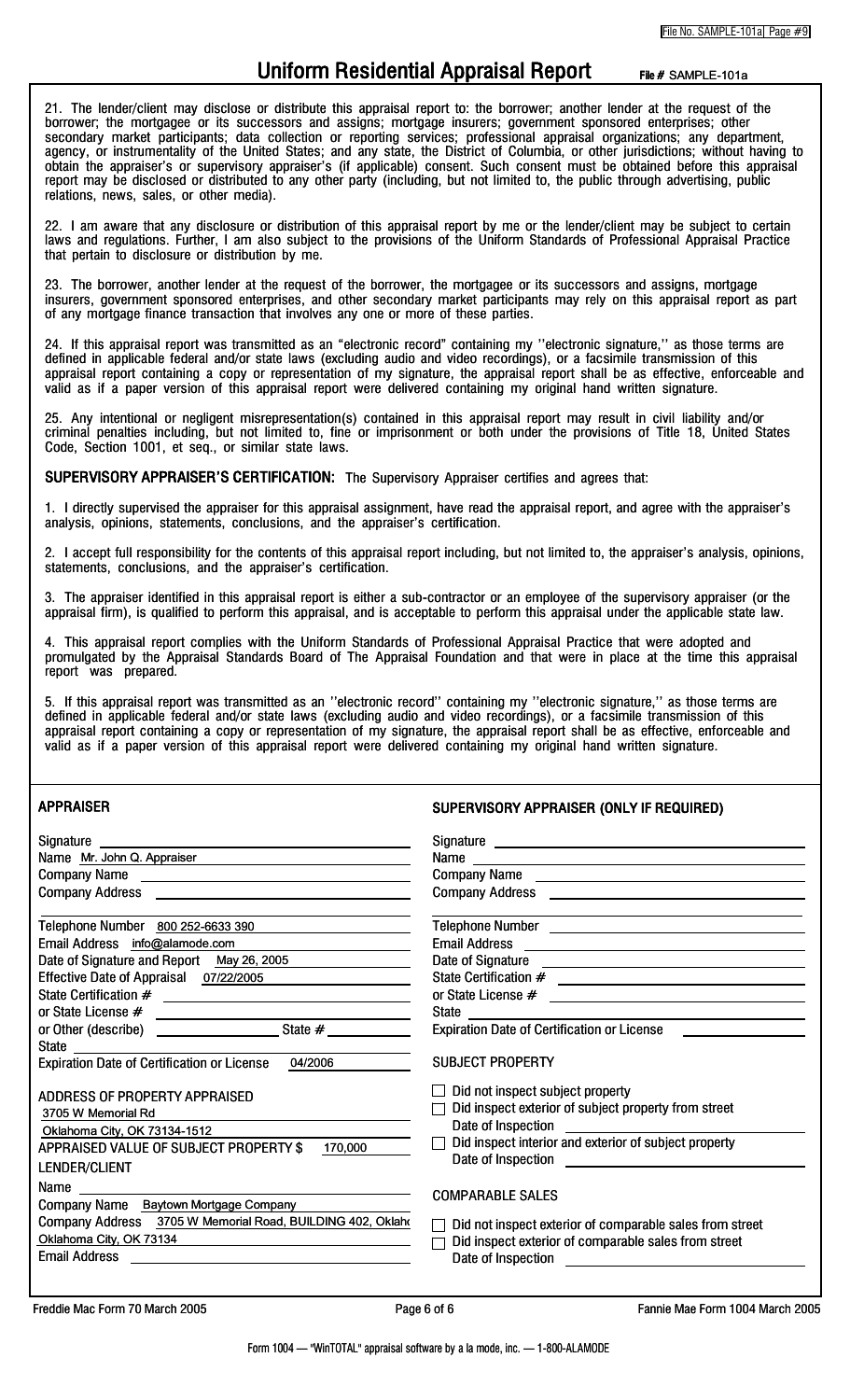# Uniform Residential Appraisal Report

File # SAMPLE-101a

21. The lender/client may disclose or distribute this appraisal report to: the borrower; another lender at the request of the borrower; the mortgagee or its successors and assigns; mortgage insurers; government sponsored enterprises; other secondary market participants; data collection or reporting services; professional appraisal organizations; any department, agency, or instrumentality of the United States; and any state, the District of Columbia, or other jurisdictions; without having to obtain the appraiser's or supervisory appraiser's (if applicable) consent. Such consent must be obtained before this appraisal report may be disclosed or distributed to any other party (including, but not limited to, the public through advertising, public relations, news, sales, or other media).

22. I am aware that any disclosure or distribution of this appraisal report by me or the lender/client may be subject to certain laws and regulations. Further, I am also subject to the provisions of the Uniform Standards of Professional Appraisal Practice that pertain to disclosure or distribution by me.

23. The borrower, another lender at the request of the borrower, the mortgagee or its successors and assigns, mortgage insurers, government sponsored enterprises, and other secondary market participants may rely on this appraisal report as part of any mortgage finance transaction that involves any one or more of these parties.

24. If this appraisal report was transmitted as an "electronic record" containing my "electronic signature," as those terms are defined in applicable federal and/or state laws (excluding audio and video recordings), or a facsimile transmission of this appraisal report containing a copy or representation of my signature, the appraisal report shall be as effective, enforceable and valid as if a paper version of this appraisal report were delivered containing my original hand written signature.

25. Any intentional or negligent misrepresentation(s) contained in this appraisal report may result in civil liability and/or criminal penalties including, but not limited to, fine or imprisonment or both under the provisions of Title 18, United States Code, Section 1001, et seq., or similar state laws.

**SUPERVISORY APPRAISER'S CERTIFICATION:** The Supervisory Appraiser certifies and agrees that:

1. I directly supervised the appraiser for this appraisal assignment, have read the appraisal report, and agree with the appraiser's analysis, opinions, statements, conclusions, and the appraiser's certification.

2. I accept full responsibility for the contents of this appraisal report including, but not limited to, the appraiser's analysis, opinions, statements, conclusions, and the appraiser's certification.

3. The appraiser identified in this appraisal report is either a sub-contractor or an employee of the supervisory appraiser (or the appraisal firm), is qualified to perform this appraisal, and is acceptable to perform this appraisal under the applicable state law.

4. This appraisal report complies with the Uniform Standards of Professional Appraisal Practice that were adopted and promulgated by the Appraisal Standards Board of The Appraisal Foundation and that were in place at the time this appraisal report was prepared.

5. If this appraisal report was transmitted as an "electronic record" containing my "electronic signature," as those terms are defined in applicable federal and/or state laws (excluding audio and video recordings), or a facsimile transmission of this appraisal report containing a copy or representation of my signature, the appraisal report shall be as effective, enforceable and valid as if a paper version of this appraisal report were delivered containing my original hand written signature.

## APPRAISER

Signature
Name Mr. John Q. Appraiser
Company Name
Company Address

Telephone Number 800 252-6633 390
Email Address info@alamode.com
Date of Signature and Report May 26, 2005
Effective Date of Appraisal 07/22/2005
State Certification #
or State License #
or Other (describe) State #
State
Expiration Date of Certification or License 04/2006

ADDRESS OF PROPERTY APPRAISED
3705 W Memorial Rd
Oklahoma City, OK 73134-1512

APPRAISED VALUE OF SUBJECT PROPERTY $ 170,000

LENDER/CLIENT
Name
Company Name Baytown Mortgage Company
Company Address 3705 W Memorial Road, BUILDING 402, Oklaho
Oklahoma City, OK 73134
Email Address

## SUPERVISORY APPRAISER (ONLY IF REQUIRED)

Signature
Name
Company Name
Company Address

Telephone Number
Email Address
Date of Signature
State Certification #
or State License #
State
Expiration Date of Certification or License

SUBJECT PROPERTY

☐ Did not inspect subject property
☐ Did inspect exterior of subject property from street
Date of Inspection
☐ Did inspect interior and exterior of subject property
Date of Inspection

COMPARABLE SALES

☐ Did not inspect exterior of comparable sales from street
☐ Did inspect exterior of comparable sales from street
Date of Inspection

Freddie Mac Form 70 March 2005 | Fannie Mae Form 1004 March 2005

Form 1004 — "WinTOTAL" appraisal software by a la mode, inc. — 1-800-ALAMODE